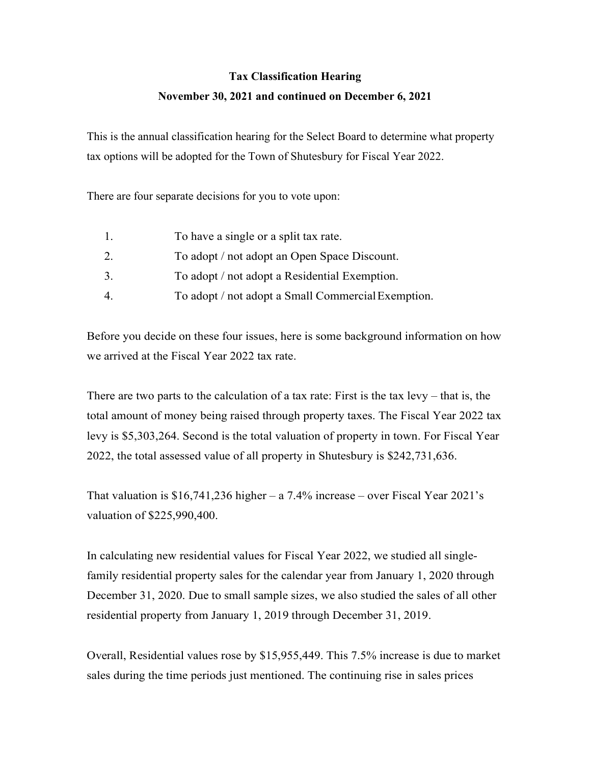**Tax Classification Hearing**

**November 30, 2021 and continued on December 6, 2021**

This is the annual classification hearing for the Select Board to determine what property tax options will be adopted for the Town of Shutesbury for Fiscal Year 2022.

There are four separate decisions for you to vote upon:

1. To have a single or a split tax rate.
2. To adopt / not adopt an Open Space Discount.
3. To adopt / not adopt a Residential Exemption.
4. To adopt / not adopt a Small Commercial Exemption.

Before you decide on these four issues, here is some background information on how we arrived at the Fiscal Year 2022 tax rate.

There are two parts to the calculation of a tax rate: First is the tax levy – that is, the total amount of money being raised through property taxes. The Fiscal Year 2022 tax levy is $5,303,264. Second is the total valuation of property in town. For Fiscal Year 2022, the total assessed value of all property in Shutesbury is $242,731,636.

That valuation is $16,741,236 higher – a 7.4% increase – over Fiscal Year 2021's valuation of $225,990,400.

In calculating new residential values for Fiscal Year 2022, we studied all single-family residential property sales for the calendar year from January 1, 2020 through December 31, 2020. Due to small sample sizes, we also studied the sales of all other residential property from January 1, 2019 through December 31, 2019.

Overall, Residential values rose by $15,955,449. This 7.5% increase is due to market sales during the time periods just mentioned. The continuing rise in sales prices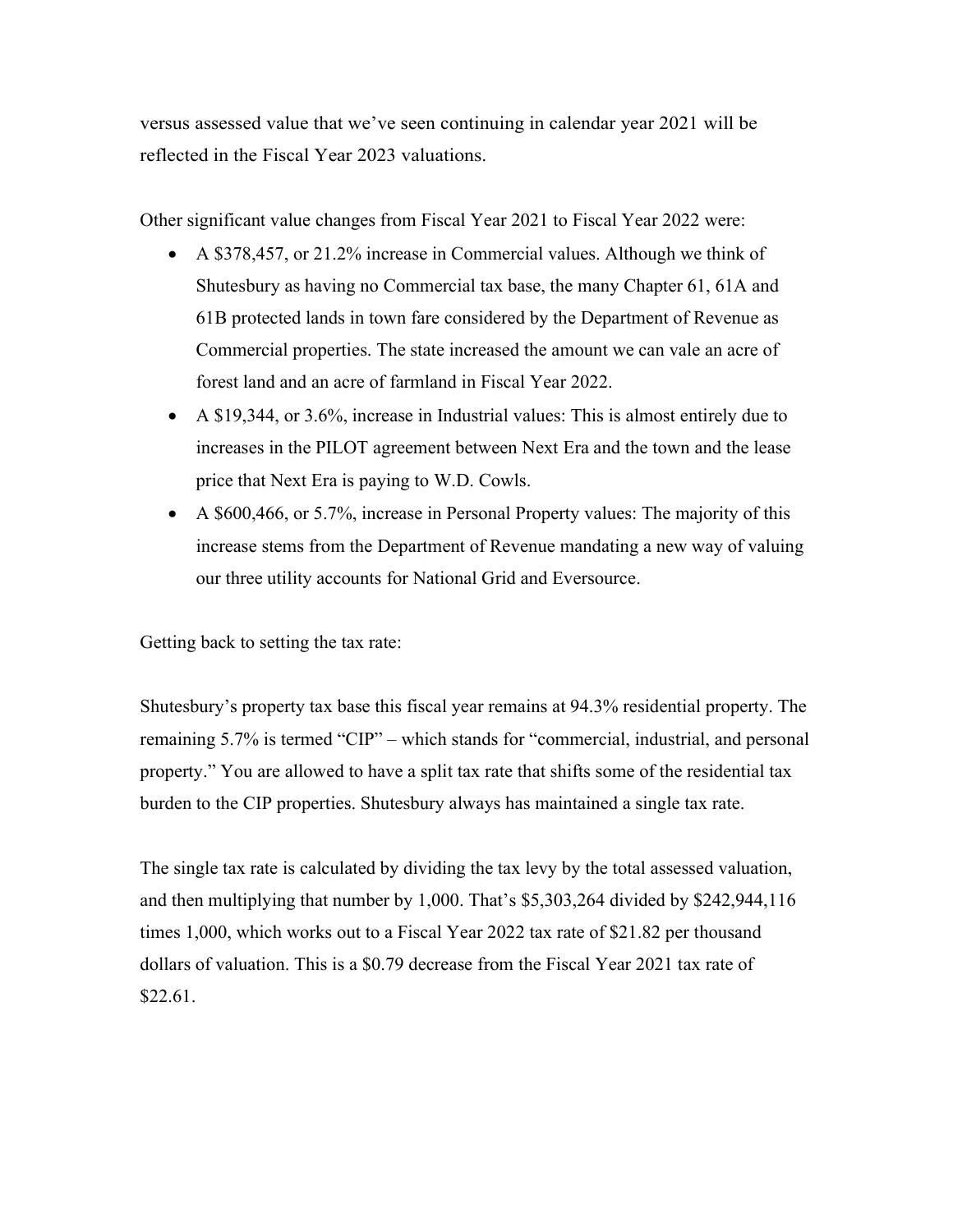versus assessed value that we've seen continuing in calendar year 2021 will be reflected in the Fiscal Year 2023 valuations.

Other significant value changes from Fiscal Year 2021 to Fiscal Year 2022 were:

- A $378,457, or 21.2% increase in Commercial values. Although we think of Shutesbury as having no Commercial tax base, the many Chapter 61, 61A and 61B protected lands in town fare considered by the Department of Revenue as Commercial properties. The state increased the amount we can vale an acre of forest land and an acre of farmland in Fiscal Year 2022.
- A $19,344, or 3.6%, increase in Industrial values: This is almost entirely due to increases in the PILOT agreement between Next Era and the town and the lease price that Next Era is paying to W.D. Cowls.
- A $600,466, or 5.7%, increase in Personal Property values: The majority of this increase stems from the Department of Revenue mandating a new way of valuing our three utility accounts for National Grid and Eversource.

Getting back to setting the tax rate:

Shutesbury's property tax base this fiscal year remains at 94.3% residential property. The remaining 5.7% is termed "CIP" – which stands for "commercial, industrial, and personal property." You are allowed to have a split tax rate that shifts some of the residential tax burden to the CIP properties. Shutesbury always has maintained a single tax rate.

The single tax rate is calculated by dividing the tax levy by the total assessed valuation, and then multiplying that number by 1,000. That's $5,303,264 divided by $242,944,116 times 1,000, which works out to a Fiscal Year 2022 tax rate of $21.82 per thousand dollars of valuation. This is a $0.79 decrease from the Fiscal Year 2021 tax rate of $22.61.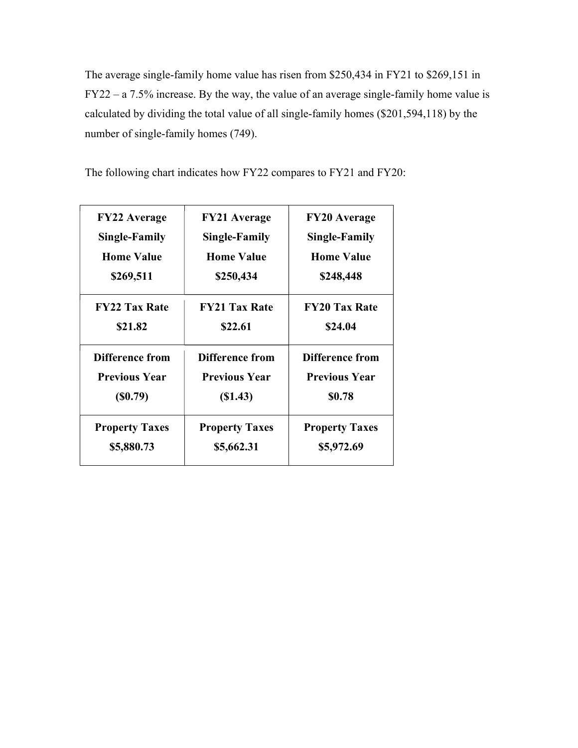The average single-family home value has risen from $250,434 in FY21 to $269,151 in FY22 – a 7.5% increase. By the way, the value of an average single-family home value is calculated by dividing the total value of all single-family homes ($201,594,118) by the number of single-family homes (749).

The following chart indicates how FY22 compares to FY21 and FY20:

| | | |
|---|---|---|
| **FY22 Average Single-Family Home Value $269,511** | **FY21 Average Single-Family Home Value $250,434** | **FY20 Average Single-Family Home Value $248,448** |
| **FY22 Tax Rate $21.82** | **FY21 Tax Rate $22.61** | **FY20 Tax Rate $24.04** |
| **Difference from Previous Year ($0.79)** | **Difference from Previous Year ($1.43)** | **Difference from Previous Year $0.78** |
| **Property Taxes $5,880.73** | **Property Taxes $5,662.31** | **Property Taxes $5,972.69** |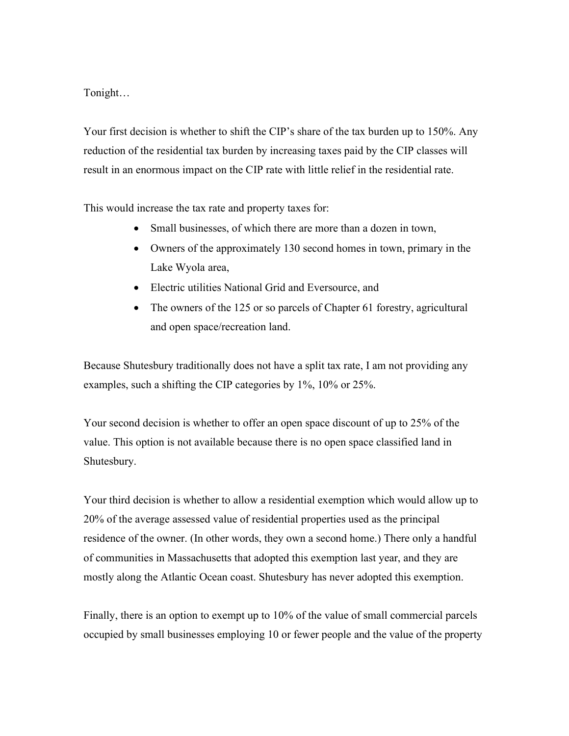Tonight…

Your first decision is whether to shift the CIP's share of the tax burden up to 150%. Any reduction of the residential tax burden by increasing taxes paid by the CIP classes will result in an enormous impact on the CIP rate with little relief in the residential rate.

This would increase the tax rate and property taxes for:

- Small businesses, of which there are more than a dozen in town,
- Owners of the approximately 130 second homes in town, primary in the Lake Wyola area,
- Electric utilities National Grid and Eversource, and
- The owners of the 125 or so parcels of Chapter 61 forestry, agricultural and open space/recreation land.

Because Shutesbury traditionally does not have a split tax rate, I am not providing any examples, such a shifting the CIP categories by 1%, 10% or 25%.

Your second decision is whether to offer an open space discount of up to 25% of the value. This option is not available because there is no open space classified land in Shutesbury.

Your third decision is whether to allow a residential exemption which would allow up to 20% of the average assessed value of residential properties used as the principal residence of the owner. (In other words, they own a second home.) There only a handful of communities in Massachusetts that adopted this exemption last year, and they are mostly along the Atlantic Ocean coast. Shutesbury has never adopted this exemption.

Finally, there is an option to exempt up to 10% of the value of small commercial parcels occupied by small businesses employing 10 or fewer people and the value of the property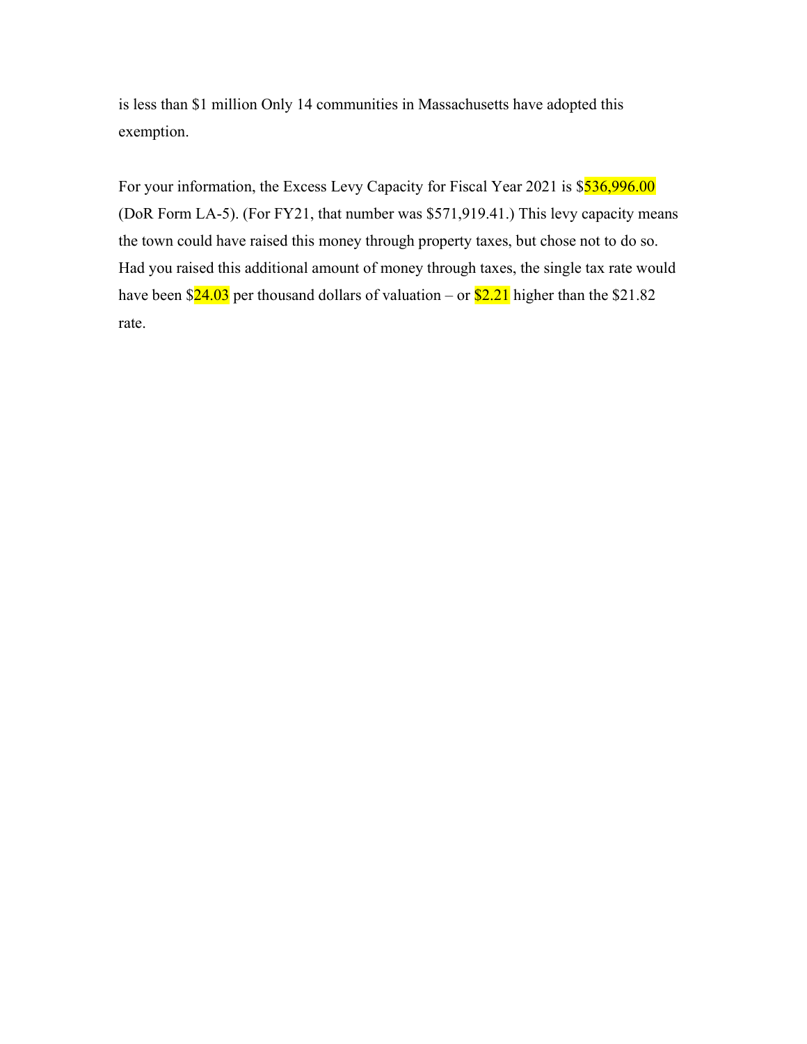is less than $1 million Only 14 communities in Massachusetts have adopted this exemption.

For your information, the Excess Levy Capacity for Fiscal Year 2021 is $536,996.00 (DoR Form LA-5). (For FY21, that number was $571,919.41.) This levy capacity means the town could have raised this money through property taxes, but chose not to do so. Had you raised this additional amount of money through taxes, the single tax rate would have been $24.03 per thousand dollars of valuation – or $2.21 higher than the $21.82 rate.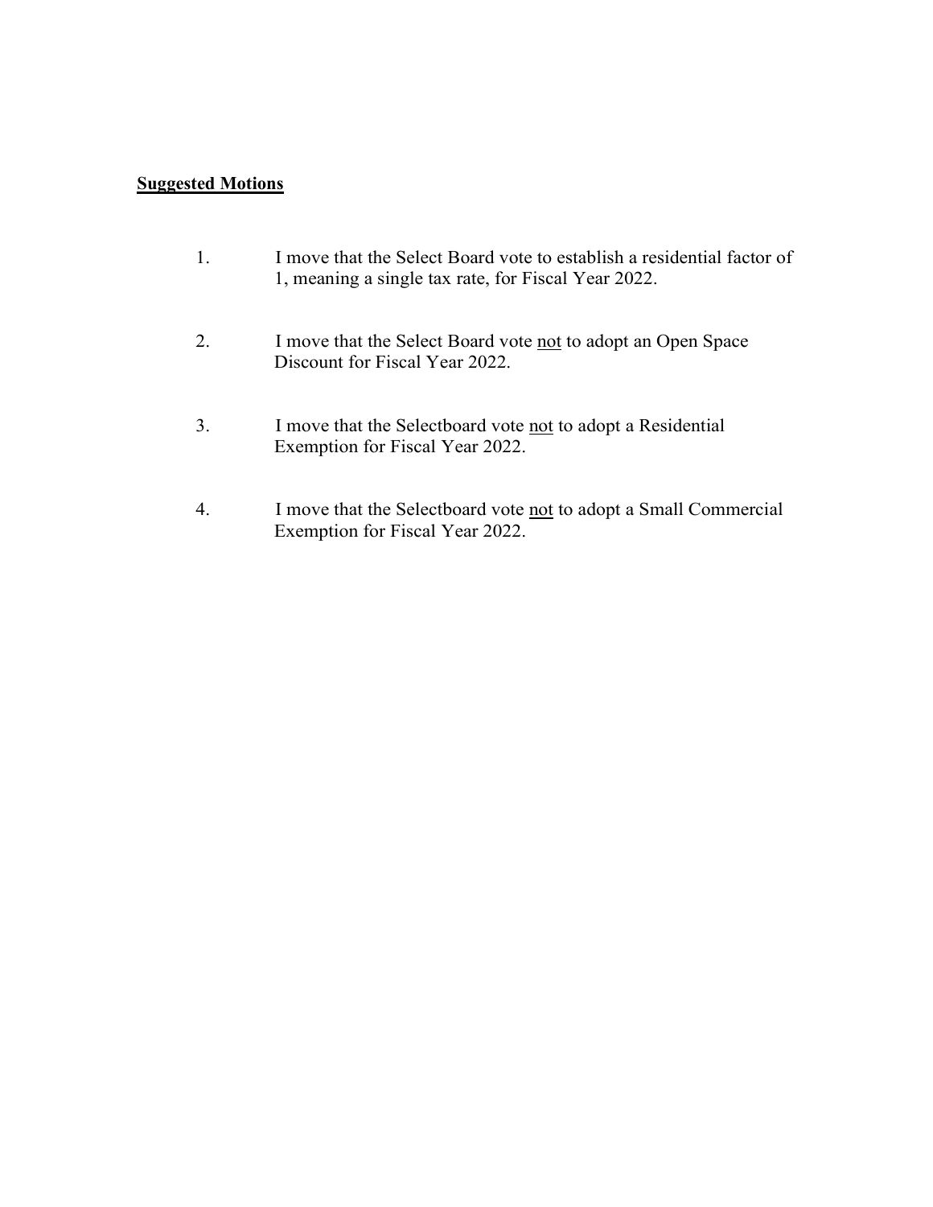**Suggested Motions**

1. I move that the Select Board vote to establish a residential factor of 1, meaning a single tax rate, for Fiscal Year 2022.

2. I move that the Select Board vote not to adopt an Open Space Discount for Fiscal Year 2022.

3. I move that the Selectboard vote not to adopt a Residential Exemption for Fiscal Year 2022.

4. I move that the Selectboard vote not to adopt a Small Commercial Exemption for Fiscal Year 2022.